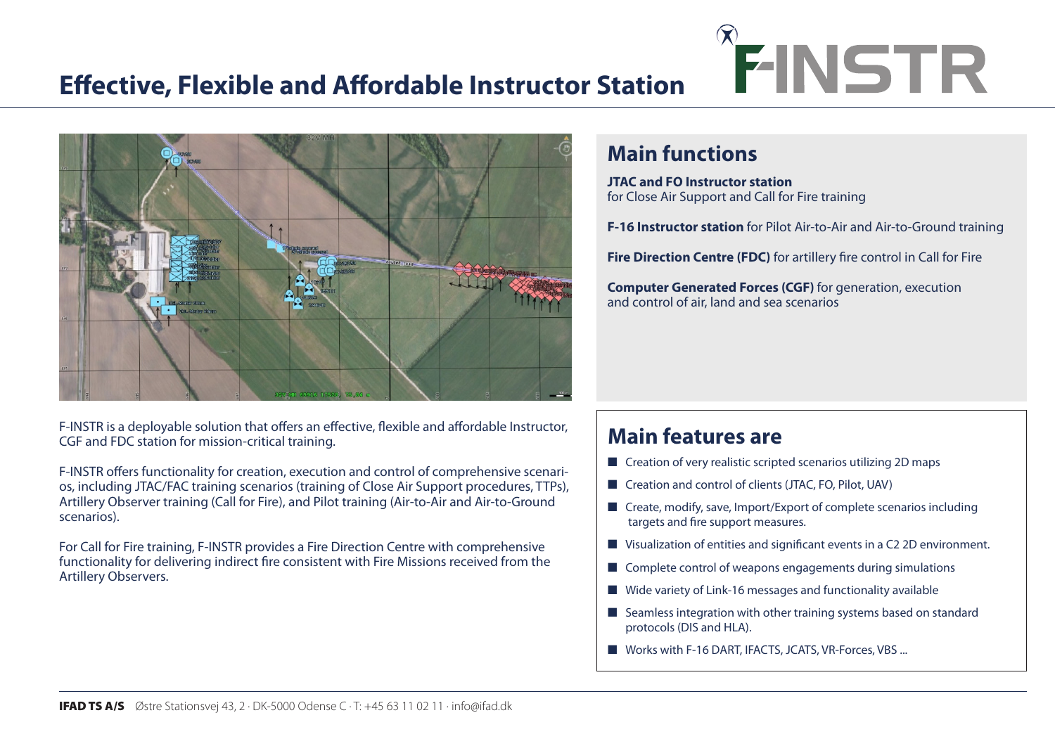# Effective, Flexible and Affordable Instructor Station

F-INSTR

F-INSTR is a deployable solution that offers an effective, flexible and affordable Instructor, CGF and FDC station for mission-critical training.

F-INSTR offers functionality for creation, execution and control of comprehensive scenarios, including JTAC/FAC training scenarios (training of Close Air Support procedures, TTPs), Artillery Observer training (Call for Fire), and Pilot training (Air-to-Air and Air-to-Ground scenarios).

For Call for Fire training, F-INSTR provides a Fire Direction Centre with comprehensive functionality for delivering indirect fire consistent with Fire Missions received from the Artillery Observers.

## Main functions

**JTAC and FO Instructor station**
for Close Air Support and Call for Fire training

**F-16 Instructor station** for Pilot Air-to-Air and Air-to-Ground training

**Fire Direction Centre (FDC)** for artillery fire control in Call for Fire

**Computer Generated Forces (CGF)** for generation, execution and control of air, land and sea scenarios

## Main features are

- Creation of very realistic scripted scenarios utilizing 2D maps
- Creation and control of clients (JTAC, FO, Pilot, UAV)
- Create, modify, save, Import/Export of complete scenarios including targets and fire support measures.
- Visualization of entities and significant events in a C2 2D environment.
- Complete control of weapons engagements during simulations
- Wide variety of Link-16 messages and functionality available
- Seamless integration with other training systems based on standard protocols (DIS and HLA).
- Works with F-16 DART, IFACTS, JCATS, VR-Forces, VBS ...

**IFAD TS A/S** Østre Stationsvej 43, 2 · DK-5000 Odense C · T: +45 63 11 02 11 · info@ifad.dk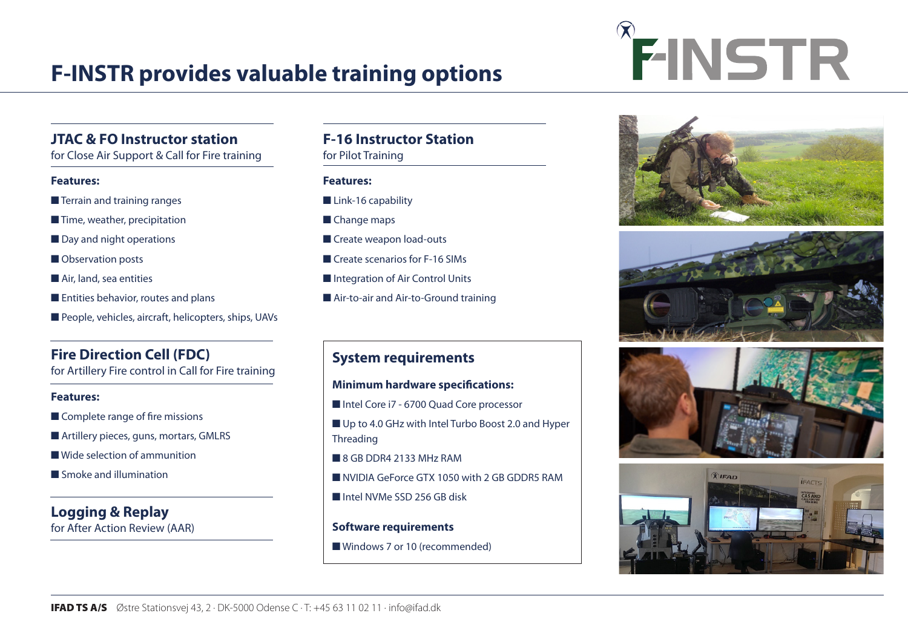# F-INSTR provides valuable training options

## JTAC & FO Instructor station

for Close Air Support & Call for Fire training

**Features:**

- Terrain and training ranges
- Time, weather, precipitation
- Day and night operations
- Observation posts
- Air, land, sea entities
- Entities behavior, routes and plans
- People, vehicles, aircraft, helicopters, ships, UAVs

## Fire Direction Cell (FDC)

for Artillery Fire control in Call for Fire training

**Features:**

- Complete range of fire missions
- Artillery pieces, guns, mortars, GMLRS
- Wide selection of ammunition
- Smoke and illumination

## Logging & Replay

for After Action Review (AAR)

## F-16 Instructor Station

for Pilot Training

**Features:**

- Link-16 capability
- Change maps
- Create weapon load-outs
- Create scenarios for F-16 SIMs
- Integration of Air Control Units
- Air-to-air and Air-to-Ground training

## System requirements

**Minimum hardware specifications:**

- Intel Core i7 - 6700 Quad Core processor
- Up to 4.0 GHz with Intel Turbo Boost 2.0 and Hyper Threading
- 8 GB DDR4 2133 MHz RAM
- NVIDIA GeForce GTX 1050 with 2 GB GDDR5 RAM
- Intel NVMe SSD 256 GB disk

**Software requirements**

- Windows 7 or 10 (recommended)

**IFAD TS A/S** Østre Stationsvej 43, 2 · DK-5000 Odense C · T: +45 63 11 02 11 · info@ifad.dk